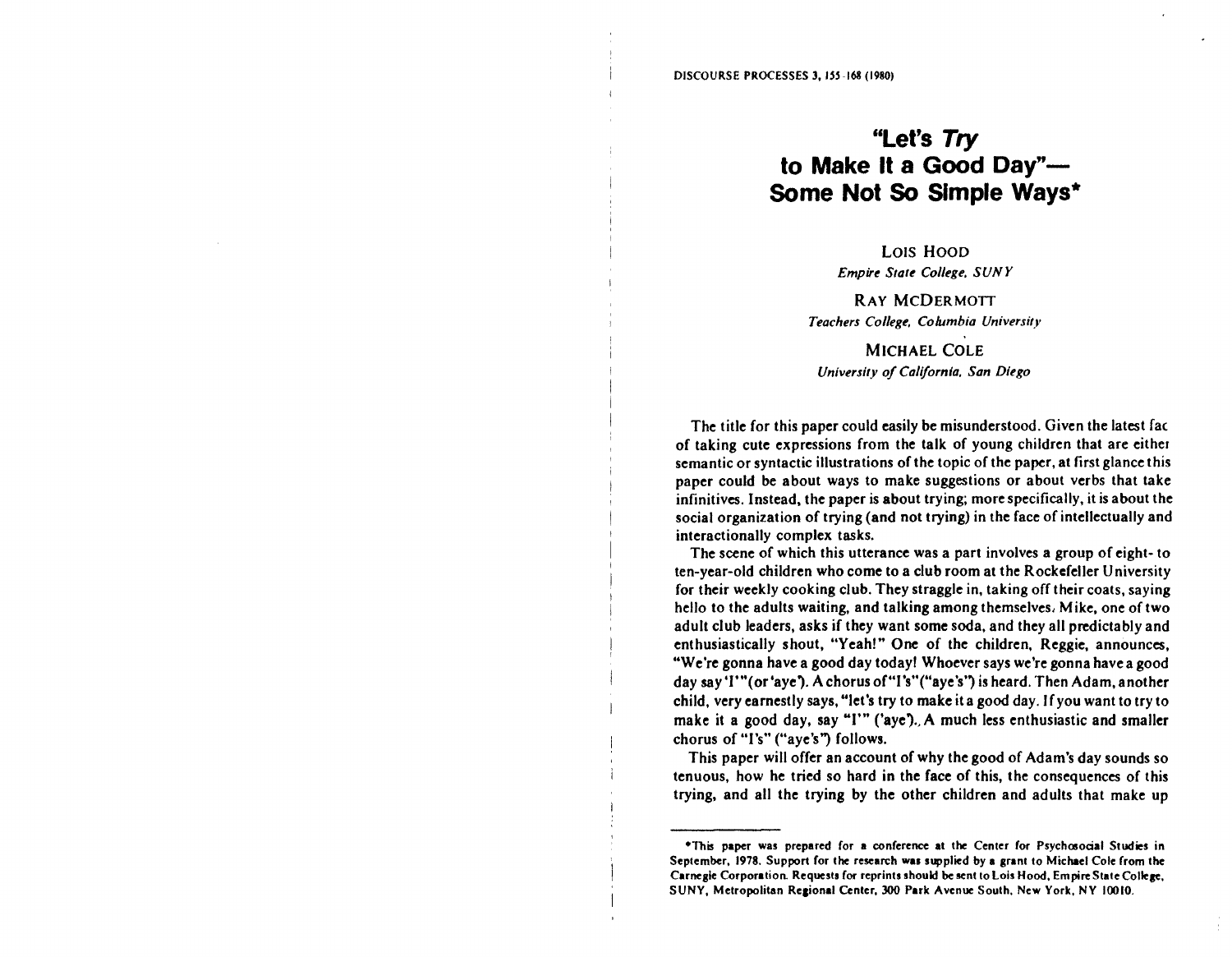# "Let's *Try* to Make It a Good Day"—Some Not So Simple Ways*

LOIS HOOD
*Empire State College, SUNY*

RAY MCDERMOTT
*Teachers College, Columbia University*

MICHAEL COLE
*University of California, San Diego*

The title for this paper could easily be misunderstood. Given the latest fac of taking cute expressions from the talk of young children that are either semantic or syntactic illustrations of the topic of the paper, at first glance this paper could be about ways to make suggestions or about verbs that take infinitives. Instead, the paper is about trying; more specifically, it is about the social organization of trying (and not trying) in the face of intellectually and interactionally complex tasks.

The scene of which this utterance was a part involves a group of eight- to ten-year-old children who come to a club room at the Rockefeller University for their weekly cooking club. They straggle in, taking off their coats, saying hello to the adults waiting, and talking among themselves. Mike, one of two adult club leaders, asks if they want some soda, and they all predictably and enthusiastically shout, "Yeah!" One of the children, Reggie, announces, "We're gonna have a good day today! Whoever says we're gonna have a good day say 'I'" (or 'aye'). A chorus of "I's" ("aye's") is heard. Then Adam, another child, very earnestly says, "let's try to make it a good day. If you want to try to make it a good day, say "I'" ('aye'). A much less enthusiastic and smaller chorus of "I's" ("aye's") follows.

This paper will offer an account of why the good of Adam's day sounds so tenuous, how he tried so hard in the face of this, the consequences of this trying, and all the trying by the other children and adults that make up

---

*This paper was prepared for a conference at the Center for Psychosocial Studies in September, 1978. Support for the research was supplied by a grant to Michael Cole from the Carnegie Corporation. Requests for reprints should be sent to Lois Hood, Empire State College, SUNY, Metropolitan Regional Center, 300 Park Avenue South, New York, NY 10010.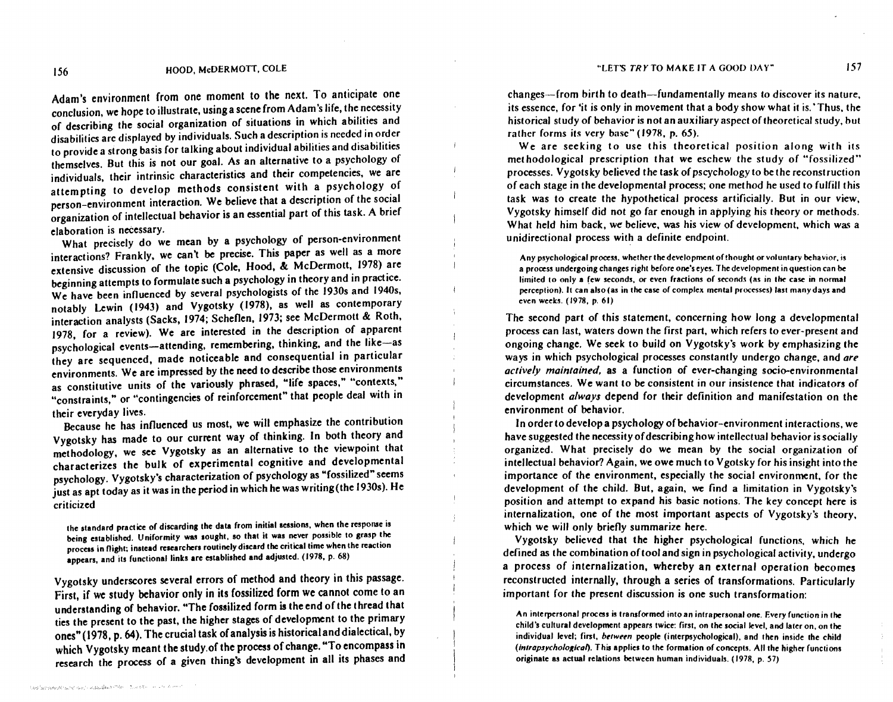Adam's environment from one moment to the next. To anticipate one conclusion, we hope to illustrate, using a scene from Adam's life, the necessity of describing the social organization of situations in which abilities and disabilities are displayed by individuals. Such a description is needed in order to provide a strong basis for talking about individual abilities and disabilities themselves. But this is not our goal. As an alternative to a psychology of individuals, their intrinsic characteristics and their competencies, we are attempting to develop methods consistent with a psychology of person-environment interaction. We believe that a description of the social organization of intellectual behavior is an essential part of this task. A brief elaboration is necessary.

What precisely do we mean by a psychology of person-environment interactions? Frankly, we can't be precise. This paper as well as a more extensive discussion of the topic (Cole, Hood, & McDermott, 1978) are beginning attempts to formulate such a psychology in theory and in practice. We have been influenced by several psychologists of the 1930s and 1940s, notably Lewin (1943) and Vygotsky (1978), as well as contemporary interaction analysts (Sacks, 1974; Scheflen, 1973; see McDermott & Roth, 1978, for a review). We are interested in the description of apparent psychological events—attending, remembering, thinking, and the like—as they are sequenced, made noticeable and consequential in particular environments. We are impressed by the need to describe those environments as constitutive units of the variously phrased, "life spaces," "contexts," "constraints," or "contingencies of reinforcement" that people deal with in their everyday lives.

Because he has influenced us most, we will emphasize the contribution Vygotsky has made to our current way of thinking. In both theory and methodology, we see Vygotsky as an alternative to the viewpoint that characterizes the bulk of experimental cognitive and developmental psychology. Vygotsky's characterization of psychology as "fossilized" seems just as apt today as it was in the period in which he was writing (the 1930s). He criticized

> the standard practice of discarding the data from initial sessions, when the response is being established. Uniformity was sought, so that it was never possible to grasp the process in flight; instead researchers routinely discard the critical time when the reaction appears, and its functional links are established and adjusted. (1978, p. 68)

Vygotsky underscores several errors of method and theory in this passage. First, if we study behavior only in its fossilized form we cannot come to an understanding of behavior. "The fossilized form is the end of the thread that ties the present to the past, the higher stages of development to the primary ones" (1978, p. 64). The crucial task of analysis is historical and dialectical, by which Vygotsky meant the study of the process of change. "To encompass in research the process of a given thing's development in all its phases and changes—from birth to death—fundamentally means to discover its nature, its essence, for 'it is only in movement that a body show what it is.' Thus, the historical study of behavior is not an auxiliary aspect of theoretical study, but rather forms its very base" (1978, p. 65).

We are seeking to use this theoretical position along with its methodological prescription that we eschew the study of "fossilized" processes. Vygotsky believed the task of pscychology to be the reconstruction of each stage in the developmental process; one method he used to fulfill this task was to create the hypothetical process artificially. But in our view, Vygotsky himself did not go far enough in applying his theory or methods. What held him back, we believe, was his view of development, which was a unidirectional process with a definite endpoint.

> Any psychological process, whether the development of thought or voluntary behavior, is a process undergoing changes right before one's eyes. The development in question can be limited to only a few seconds, or even fractions of seconds (as in the case in normal perception). It can also (as in the case of complex mental processes) last many days and even weeks. (1978, p. 61)

The second part of this statement, concerning how long a developmental process can last, waters down the first part, which refers to ever-present and ongoing change. We seek to build on Vygotsky's work by emphasizing the ways in which psychological processes constantly undergo change, and *are actively maintained*, as a function of ever-changing socio-environmental circumstances. We want to be consistent in our insistence that indicators of development *always* depend for their definition and manifestation on the environment of behavior.

In order to develop a psychology of behavior-environment interactions, we have suggested the necessity of describing how intellectual behavior is socially organized. What precisely do we mean by the social organization of intellectual behavior? Again, we owe much to Vgotsky for his insight into the importance of the environment, especially the social environment, for the development of the child. But, again, we find a limitation in Vygotsky's position and attempt to expand his basic notions. The key concept here is internalization, one of the most important aspects of Vygotsky's theory, which we will only briefly summarize here.

Vygotsky believed that the higher psychological functions, which he defined as the combination of tool and sign in psychological activity, undergo a process of internalization, whereby an external operation becomes reconstructed internally, through a series of transformations. Particularly important for the present discussion is one such transformation:

> An interpersonal process is transformed into an intrapersonal one. Every function in the child's cultural development appears twice: first, on the social level, and later on, on the individual level; first, *between* people (interpsychological), and then inside the child (*intrapsychological*). This applies to the formation of concepts. All the higher functions originate as actual relations between human individuals. (1978, p. 57)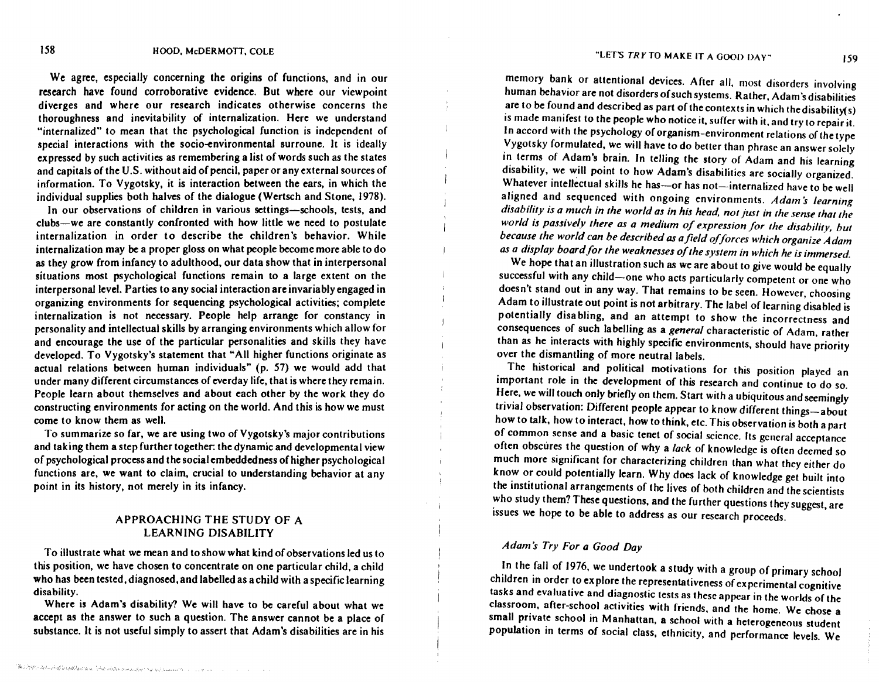We agree, especially concerning the origins of functions, and in our research have found corroborative evidence. But where our viewpoint diverges and where our research indicates otherwise concerns the thoroughness and inevitability of internalization. Here we understand "internalized" to mean that the psychological function is independent of special interactions with the socio-environmental surroune. It is ideally expressed by such activities as remembering a list of words such as the states and capitals of the U.S. without aid of pencil, paper or any external sources of information. To Vygotsky, it is interaction between the ears, in which the individual supplies both halves of the dialogue (Wertsch and Stone, 1978).

In our observations of children in various settings—schools, tests, and clubs—we are constantly confronted with how little we need to postulate internalization in order to describe the children's behavior. While internalization may be a proper gloss on what people become more able to do as they grow from infancy to adulthood, our data show that in interpersonal situations most psychological functions remain to a large extent on the interpersonal level. Parties to any social interaction are invariably engaged in organizing environments for sequencing psychological activities; complete internalization is not necessary. People help arrange for constancy in personality and intellectual skills by arranging environments which allow for and encourage the use of the particular personalities and skills they have developed. To Vygotsky's statement that "All higher functions originate as actual relations between human individuals" (p. 57) we would add that under many different circumstances of everday life, that is where they remain. People learn about themselves and about each other by the work they do constructing environments for acting on the world. And this is how we must come to know them as well.

To summarize so far, we are using two of Vygotsky's major contributions and taking them a step further together: the dynamic and developmental view of psychological process and the social embeddedness of higher psychological functions are, we want to claim, crucial to understanding behavior at any point in its history, not merely in its infancy.

## APPROACHING THE STUDY OF A LEARNING DISABILITY

To illustrate what we mean and to show what kind of observations led us to this position, we have chosen to concentrate on one particular child, a child who has been tested, diagnosed, and labelled as a child with a specific learning disability.

Where is Adam's disability? We will have to be careful about what we accept as the answer to such a question. The answer cannot be a place of substance. It is not useful simply to assert that Adam's disabilities are in his memory bank or attentional devices. After all, most disorders involving human behavior are not disorders of such systems. Rather, Adam's disabilities are to be found and described as part of the contexts in which the disability(s) is made manifest to the people who notice it, suffer with it, and try to repair it. In accord with the psychology of organism-environment relations of the type Vygotsky formulated, we will have to do better than phrase an answer solely in terms of Adam's brain. In telling the story of Adam and his learning disability, we will point to how Adam's disabilities are socially organized. Whatever intellectual skills he has—or has not—internalized have to be well aligned and sequenced with ongoing environments. *Adam's learning disability is a much in the world as in his head, not just in the sense that the world is passively there as a medium of expression for the disability, but because the world can be described as a field of forces which organize Adam as a display board for the weaknesses of the system in which he is immersed.*

We hope that an illustration such as we are about to give would be equally successful with any child—one who acts particularly competent or one who doesn't stand out in any way. That remains to be seen. However, choosing Adam to illustrate out point is not arbitrary. The label of learning disabled is potentially disabling, and an attempt to show the incorrectness and consequences of such labelling as a *general* characteristic of Adam, rather than as he interacts with highly specific environments, should have priority over the dismantling of more neutral labels.

The historical and political motivations for this position played an important role in the development of this research and continue to do so. Here, we will touch only briefly on them. Start with a ubiquitous and seemingly trivial observation: Different people appear to know different things—about how to talk, how to interact, how to think, etc. This observation is both a part of common sense and a basic tenet of social science. Its general acceptance often obscures the question of why a *lack* of knowledge is often deemed so much more significant for characterizing children than what they either do know or could potentially learn. Why does lack of knowledge get built into the institutional arrangements of the lives of both children and the scientists who study them? These questions, and the further questions they suggest, are issues we hope to be able to address as our research proceeds.

### *Adam's Try For a Good Day*

In the fall of 1976, we undertook a study with a group of primary school children in order to explore the representativeness of experimental cognitive tasks and evaluative and diagnostic tests as these appear in the worlds of the classroom, after-school activities with friends, and the home. We chose a small private school in Manhattan, a school with a heterogeneous student population in terms of social class, ethnicity, and performance levels. We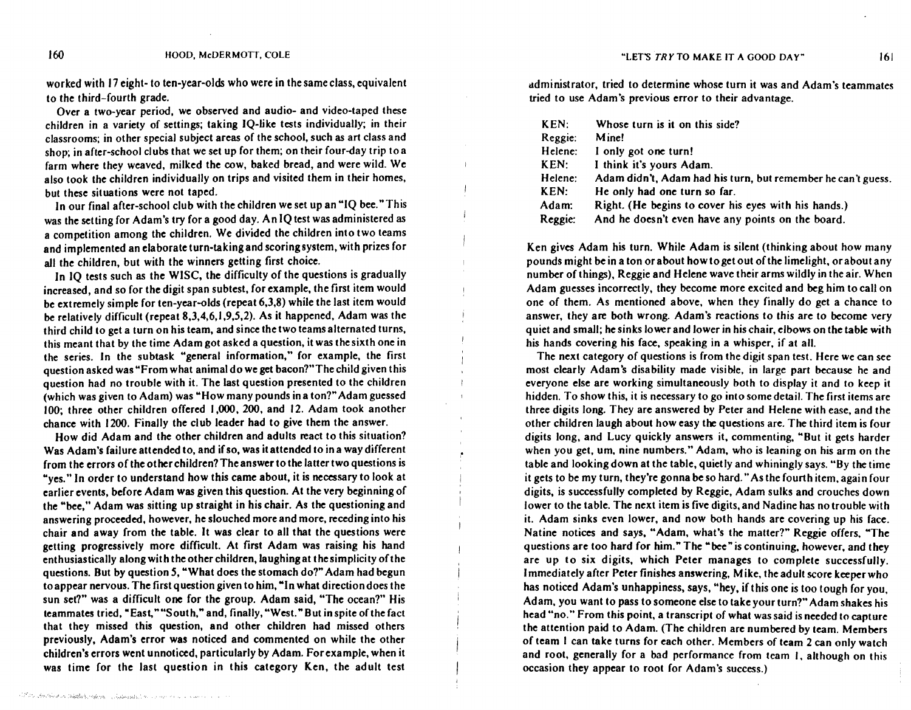worked with 17 eight- to ten-year-olds who were in the same class, equivalent to the third-fourth grade.

Over a two-year period, we observed and audio- and video-taped these children in a variety of settings; taking IQ-like tests individually; in their classrooms; in other special subject areas of the school, such as art class and shop; in after-school clubs that we set up for them; on their four-day trip to a farm where they weaved, milked the cow, baked bread, and were wild. We also took the children individually on trips and visited them in their homes, but these situations were not taped.

In our final after-school club with the children we set up an "IQ bee." This was the setting for Adam's try for a good day. An IQ test was administered as a competition among the children. We divided the children into two teams and implemented an elaborate turn-taking and scoring system, with prizes for all the children, but with the winners getting first choice.

In IQ tests such as the WISC, the difficulty of the questions is gradually increased, and so for the digit span subtest, for example, the first item would be extremely simple for ten-year-olds (repeat 6,3,8) while the last item would be relatively difficult (repeat 8,3,4,6,1,9,5,2). As it happened, Adam was the third child to get a turn on his team, and since the two teams alternated turns, this meant that by the time Adam got asked a question, it was the sixth one in the series. In the subtask "general information," for example, the first question asked was "From what animal do we get bacon?" The child given this question had no trouble with it. The last question presented to the children (which was given to Adam) was "How many pounds in a ton?" Adam guessed 100; three other children offered 1,000, 200, and 12. Adam took another chance with 1200. Finally the club leader had to give them the answer.

How did Adam and the other children and adults react to this situation? Was Adam's failure attended to, and if so, was it attended to in a way different from the errors of the other children? The answer to the latter two questions is "yes." In order to understand how this came about, it is necessary to look at earlier events, before Adam was given this question. At the very beginning of the "bee," Adam was sitting up straight in his chair. As the questioning and answering proceeded, however, he slouched more and more, receding into his chair and away from the table. It was clear to all that the questions were getting progressively more difficult. At first Adam was raising his hand enthusiastically along with the other children, laughing at the simplicity of the questions. But by question 5, "What does the stomach do?" Adam had begun to appear nervous. The first question given to him, "In what direction does the sun set?" was a difficult one for the group. Adam said, "The ocean?" His teammates tried, "East," "South," and, finally, "West." But in spite of the fact that they missed this question, and other children had missed others previously, Adam's error was noticed and commented on while the other children's errors went unnoticed, particularly by Adam. For example, when it was time for the last question in this category Ken, the adult test administrator, tried to determine whose turn it was and Adam's teammates tried to use Adam's previous error to their advantage.

| | |
|---|---|
| KEN: | Whose turn is it on this side? |
| Reggie: | Mine! |
| Helene: | I only got one turn! |
| KEN: | I think it's yours Adam. |
| Helene: | Adam didn't, Adam had his turn, but remember he can't guess. |
| KEN: | He only had one turn so far. |
| Adam: | Right. (He begins to cover his eyes with his hands.) |
| Reggie: | And he doesn't even have any points on the board. |

Ken gives Adam his turn. While Adam is silent (thinking about how many pounds might be in a ton or about how to get out of the limelight, or about any number of things), Reggie and Helene wave their arms wildly in the air. When Adam guesses incorrectly, they become more excited and beg him to call on one of them. As mentioned above, when they finally do get a chance to answer, they are both wrong. Adam's reactions to this are to become very quiet and small; he sinks lower and lower in his chair, elbows on the table with his hands covering his face, speaking in a whisper, if at all.

The next category of questions is from the digit span test. Here we can see most clearly Adam's disability made visible, in large part because he and everyone else are working simultaneously both to display it and to keep it hidden. To show this, it is necessary to go into some detail. The first items are three digits long. They are answered by Peter and Helene with ease, and the other children laugh about how easy the questions are. The third item is four digits long, and Lucy quickly answers it, commenting, "But it gets harder when you get, um, nine numbers." Adam, who is leaning on his arm on the table and looking down at the table, quietly and whiningly says. "By the time it gets to be my turn, they're gonna be so hard." As the fourth item, again four digits, is successfully completed by Reggie, Adam sulks and crouches down lower to the table. The next item is five digits, and Nadine has no trouble with it. Adam sinks even lower, and now both hands are covering up his face. Natine notices and says, "Adam, what's the matter?" Reggie offers, "The questions are too hard for him." The "bee" is continuing, however, and they are up to six digits, which Peter manages to complete successfully. Immediately after Peter finishes answering, Mike, the adult score keeper who has noticed Adam's unhappiness, says, "hey, if this one is too tough for you, Adam, you want to pass to someone else to take your turn?" Adam shakes his head "no." From this point, a transcript of what was said is needed to capture the attention paid to Adam. (The children are numbered by team. Members of team 1 can take turns for each other. Members of team 2 can only watch and root, generally for a bad performance from team 1, although on this occasion they appear to root for Adam's success.)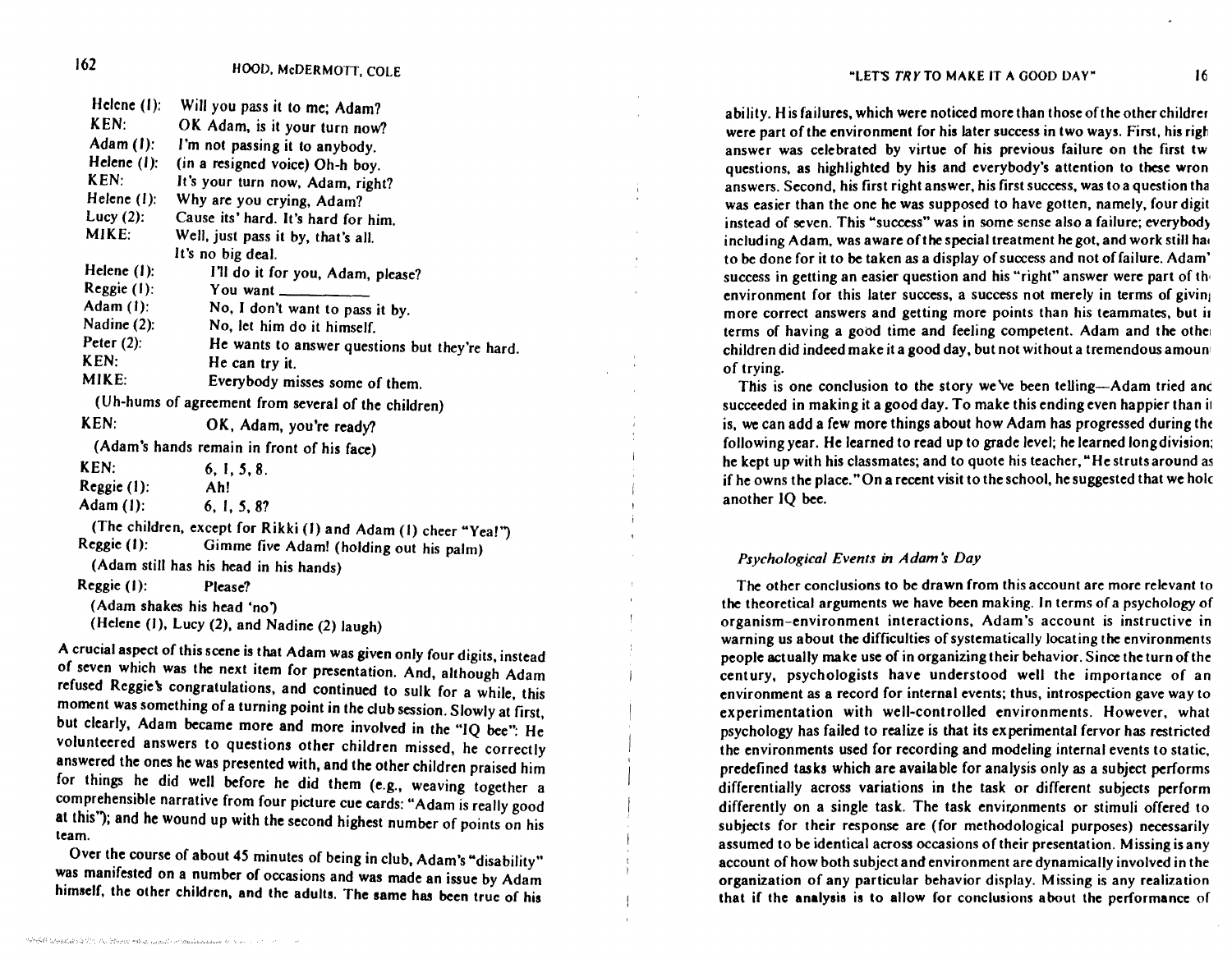Helene (1): Will you pass it to me; Adam?
KEN: OK Adam, is it your turn now?
Adam (1): I'm not passing it to anybody.
Helene (1): (in a resigned voice) Oh-h boy.
KEN: It's your turn now, Adam, right?
Helene (1): Why are you crying, Adam?
Lucy (2): Cause its' hard. It's hard for him.
MIKE: Well, just pass it by, that's all. It's no big deal.
Helene (1): I'll do it for you, Adam, please?
Reggie (1): You want \_\_\_\_\_\_\_\_\_\_
Adam (1): No, I don't want to pass it by.
Nadine (2): No, let him do it himself.
Peter (2): He wants to answer questions but they're hard.
KEN: He can try it.
MIKE: Everybody misses some of them.

(Uh-hums of agreement from several of the children)

KEN: OK, Adam, you're ready?

(Adam's hands remain in front of his face)

KEN: 6, 1, 5, 8.
Reggie (1): Ah!
Adam (1): 6, 1, 5, 8?

(The children, except for Rikki (1) and Adam (1) cheer "Yea!")

Reggie (1): Gimme five Adam! (holding out his palm)

(Adam still has his head in his hands)

Reggie (1): Please?

(Adam shakes his head 'no')

(Helene (1), Lucy (2), and Nadine (2) laugh)

A crucial aspect of this scene is that Adam was given only four digits, instead of seven which was the next item for presentation. And, although Adam refused Reggie's congratulations, and continued to sulk for a while, this moment was something of a turning point in the club session. Slowly at first, but clearly, Adam became more and more involved in the "IQ bee": He volunteered answers to questions other children missed, he correctly answered the ones he was presented with, and the other children praised him for things he did well before he did them (e.g., weaving together a comprehensible narrative from four picture cue cards: "Adam is really good at this"); and he wound up with the second highest number of points on his team.

Over the course of about 45 minutes of being in club, Adam's "disability" was manifested on a number of occasions and was made an issue by Adam himself, the other children, and the adults. The same has been true of his ability. His failures, which were noticed more than those of the other children were part of the environment for his later success in two ways. First, his right answer was celebrated by virtue of his previous failure on the first two questions, as highlighted by his and everybody's attention to these wrong answers. Second, his first right answer, his first success, was to a question that was easier than the one he was supposed to have gotten, namely, four digits instead of seven. This "success" was in some sense also a failure; everybody including Adam, was aware of the special treatment he got, and work still had to be done for it to be taken as a display of success and not of failure. Adam's success in getting an easier question and his "right" answer were part of the environment for this later success, a success not merely in terms of giving more correct answers and getting more points than his teammates, but in terms of having a good time and feeling competent. Adam and the other children did indeed make it a good day, but not without a tremendous amount of trying.

This is one conclusion to the story we've been telling—Adam tried and succeeded in making it a good day. To make this ending even happier than it is, we can add a few more things about how Adam has progressed during the following year. He learned to read up to grade level; he learned long division; he kept up with his classmates; and to quote his teacher, "He struts around as if he owns the place." On a recent visit to the school, he suggested that we hold another IQ bee.

### *Psychological Events in Adam's Day*

The other conclusions to be drawn from this account are more relevant to the theoretical arguments we have been making. In terms of a psychology of organism–environment interactions, Adam's account is instructive in warning us about the difficulties of systematically locating the environments people actually make use of in organizing their behavior. Since the turn of the century, psychologists have understood well the importance of an environment as a record for internal events; thus, introspection gave way to experimentation with well-controlled environments. However, what psychology has failed to realize is that its experimental fervor has restricted the environments used for recording and modeling internal events to static, predefined tasks which are available for analysis only as a subject performs differentially across variations in the task or different subjects perform differently on a single task. The task environments or stimuli offered to subjects for their response are (for methodological purposes) necessarily assumed to be identical across occasions of their presentation. Missing is any account of how both subject and environment are dynamically involved in the organization of any particular behavior display. Missing is any realization that if the analysis is to allow for conclusions about the performance of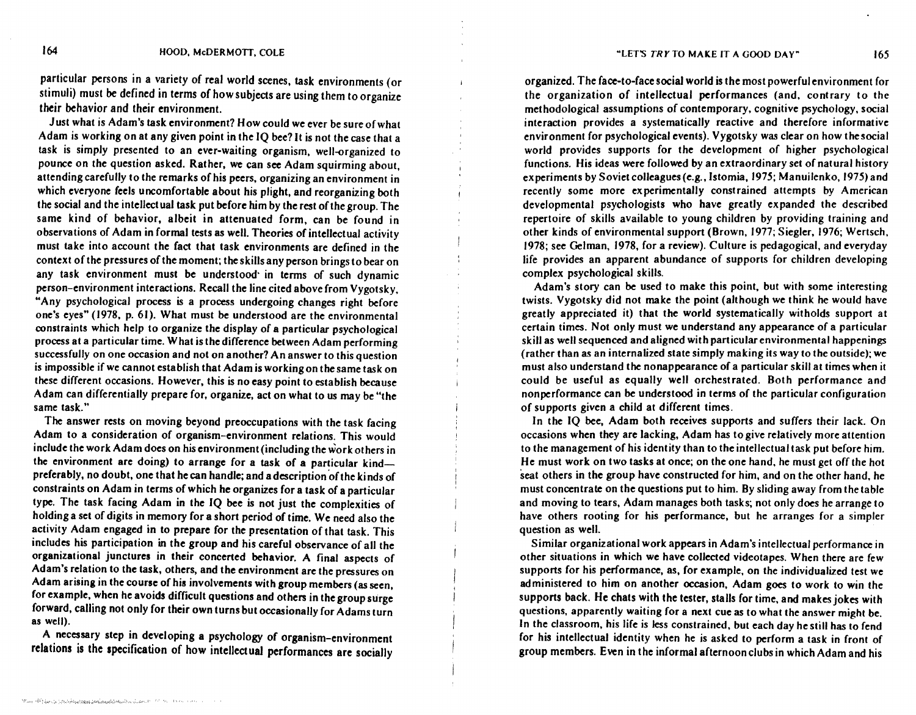particular persons in a variety of real world scenes, task environments (or stimuli) must be defined in terms of how subjects are using them to organize their behavior and their environment.

Just what is Adam's task environment? How could we ever be sure of what Adam is working on at any given point in the IQ bee? It is not the case that a task is simply presented to an ever-waiting organism, well-organized to pounce on the question asked. Rather, we can see Adam squirming about, attending carefully to the remarks of his peers, organizing an environment in which everyone feels uncomfortable about his plight, and reorganizing both the social and the intellectual task put before him by the rest of the group. The same kind of behavior, albeit in attenuated form, can be found in observations of Adam in formal tests as well. Theories of intellectual activity must take into account the fact that task environments are defined in the context of the pressures of the moment; the skills any person brings to bear on any task environment must be understood in terms of such dynamic person–environment interactions. Recall the line cited above from Vygotsky, "Any psychological process is a process undergoing changes right before one's eyes" (1978, p. 61). What must be understood are the environmental constraints which help to organize the display of a particular psychological process at a particular time. What is the difference between Adam performing successfully on one occasion and not on another? An answer to this question is impossible if we cannot establish that Adam is working on the same task on these different occasions. However, this is no easy point to establish because Adam can differentially prepare for, organize, act on what to us may be "the same task."

The answer rests on moving beyond preoccupations with the task facing Adam to a consideration of organism–environment relations. This would include the work Adam does on his environment (including the work others in the environment are doing) to arrange for a task of a particular kind—preferably, no doubt, one that he can handle; and a description of the kinds of constraints on Adam in terms of which he organizes for a task of a particular type. The task facing Adam in the IQ bee is not just the complexities of holding a set of digits in memory for a short period of time. We need also the activity Adam engaged in to prepare for the presentation of that task. This includes his participation in the group and his careful observance of all the organizational junctures in their concerted behavior. A final aspects of Adam's relation to the task, others, and the environment are the pressures on Adam arising in the course of his involvements with group members (as seen, for example, when he avoids difficult questions and others in the group surge forward, calling not only for their own turns but occasionally for Adams turn as well).

A necessary step in developing a psychology of organism–environment relations is the specification of how intellectual performances are socially organized. The face-to-face social world is the most powerful environment for the organization of intellectual performances (and, contrary to the methodological assumptions of contemporary, cognitive psychology, social interaction provides a systematically reactive and therefore informative environment for psychological events). Vygotsky was clear on how the social world provides supports for the development of higher psychological functions. His ideas were followed by an extraordinary set of natural history experiments by Soviet colleagues (e.g., Istomia, 1975; Manuilenko, 1975) and recently some more experimentally constrained attempts by American developmental psychologists who have greatly expanded the described repertoire of skills available to young children by providing training and other kinds of environmental support (Brown, 1977; Siegler, 1976; Wertsch, 1978; see Gelman, 1978, for a review). Culture is pedagogical, and everyday life provides an apparent abundance of supports for children developing complex psychological skills.

Adam's story can be used to make this point, but with some interesting twists. Vygotsky did not make the point (although we think he would have greatly appreciated it) that the world systematically witholds support at certain times. Not only must we understand any appearance of a particular skill as well sequenced and aligned with particular environmental happenings (rather than as an internalized state simply making its way to the outside); we must also understand the nonappearance of a particular skill at times when it could be useful as equally well orchestrated. Both performance and nonperformance can be understood in terms of the particular configuration of supports given a child at different times.

In the IQ bee, Adam both receives supports and suffers their lack. On occasions when they are lacking, Adam has to give relatively more attention to the management of his identity than to the intellectual task put before him. He must work on two tasks at once; on the one hand, he must get off the hot seat others in the group have constructed for him, and on the other hand, he must concentrate on the questions put to him. By sliding away from the table and moving to tears, Adam manages both tasks; not only does he arrange to have others rooting for his performance, but he arranges for a simpler question as well.

Similar organizational work appears in Adam's intellectual performance in other situations in which we have collected videotapes. When there are few supports for his performance, as, for example, on the individualized test we administered to him on another occasion, Adam goes to work to win the supports back. He chats with the tester, stalls for time, and makes jokes with questions, apparently waiting for a next cue as to what the answer might be. In the classroom, his life is less constrained, but each day he still has to fend for his intellectual identity when he is asked to perform a task in front of group members. Even in the informal afternoon clubs in which Adam and his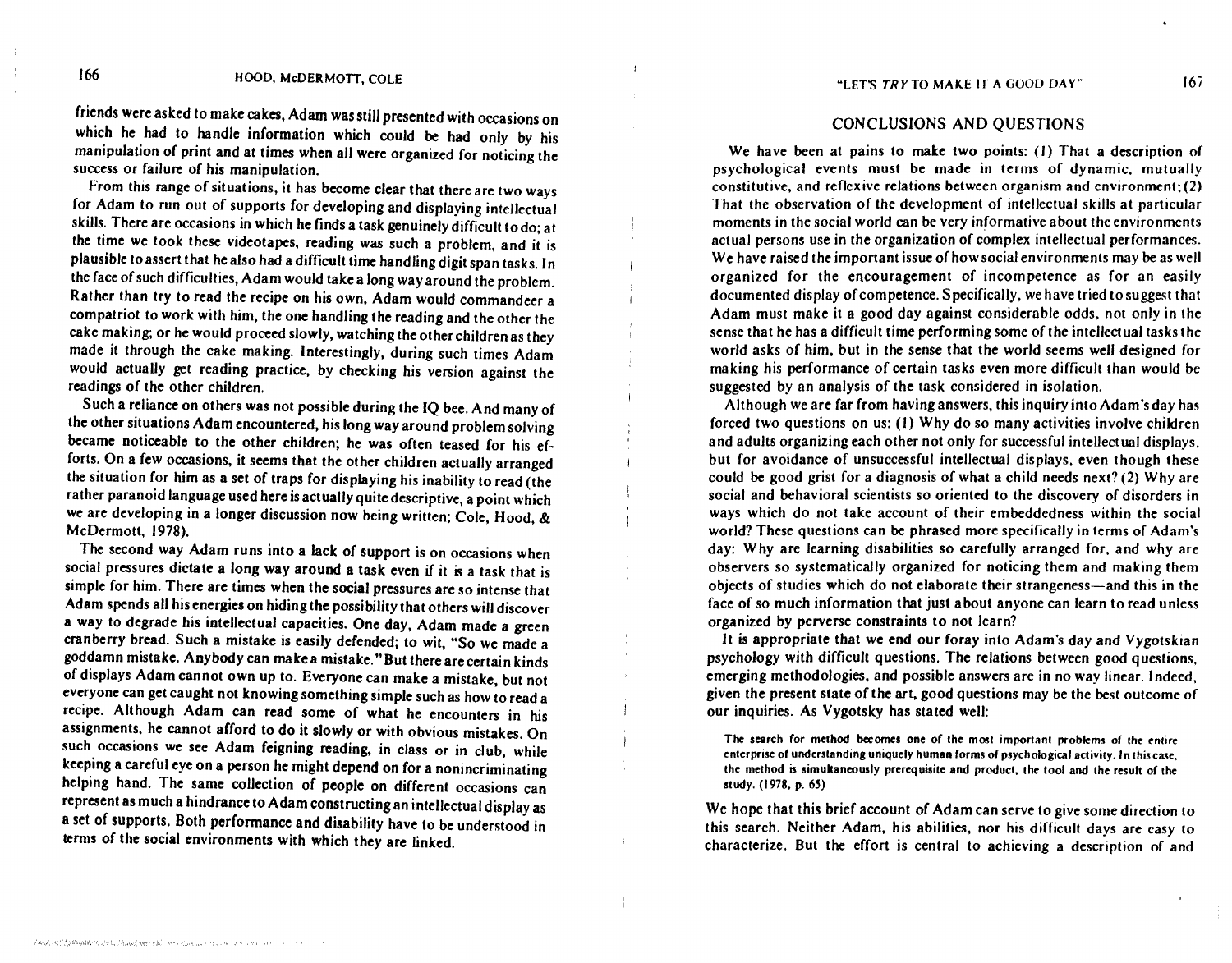friends were asked to make cakes, Adam was still presented with occasions on which he had to handle information which could be had only by his manipulation of print and at times when all were organized for noticing the success or failure of his manipulation.

From this range of situations, it has become clear that there are two ways for Adam to run out of supports for developing and displaying intellectual skills. There are occasions in which he finds a task genuinely difficult to do; at the time we took these videotapes, reading was such a problem, and it is plausible to assert that he also had a difficult time handling digit span tasks. In the face of such difficulties, Adam would take a long way around the problem. Rather than try to read the recipe on his own, Adam would commandeer a compatriot to work with him, the one handling the reading and the other the cake making; or he would proceed slowly, watching the other children as they made it through the cake making. Interestingly, during such times Adam would actually get reading practice, by checking his version against the readings of the other children.

Such a reliance on others was not possible during the IQ bee. And many of the other situations Adam encountered, his long way around problem solving became noticeable to the other children; he was often teased for his efforts. On a few occasions, it seems that the other children actually arranged the situation for him as a set of traps for displaying his inability to read (the rather paranoid language used here is actually quite descriptive, a point which we are developing in a longer discussion now being written; Cole, Hood, & McDermott, 1978).

The second way Adam runs into a lack of support is on occasions when social pressures dictate a long way around a task even if it is a task that is simple for him. There are times when the social pressures are so intense that Adam spends all his energies on hiding the possibility that others will discover a way to degrade his intellectual capacities. One day, Adam made a green cranberry bread. Such a mistake is easily defended; to wit, "So we made a goddamn mistake. Anybody can make a mistake." But there are certain kinds of displays Adam cannot own up to. Everyone can make a mistake, but not everyone can get caught not knowing something simple such as how to read a recipe. Although Adam can read some of what he encounters in his assignments, he cannot afford to do it slowly or with obvious mistakes. On such occasions we see Adam feigning reading, in class or in club, while keeping a careful eye on a person he might depend on for a nonincriminating helping hand. The same collection of people on different occasions can represent as much a hindrance to Adam constructing an intellectual display as a set of supports. Both performance and disability have to be understood in terms of the social environments with which they are linked.

## CONCLUSIONS AND QUESTIONS

We have been at pains to make two points: (1) That a description of psychological events must be made in terms of dynamic, mutually constitutive, and reflexive relations between organism and environment; (2) That the observation of the development of intellectual skills at particular moments in the social world can be very informative about the environments actual persons use in the organization of complex intellectual performances. We have raised the important issue of how social environments may be as well organized for the encouragement of incompetence as for an easily documented display of competence. Specifically, we have tried to suggest that Adam must make it a good day against considerable odds, not only in the sense that he has a difficult time performing some of the intellectual tasks the world asks of him, but in the sense that the world seems well designed for making his performance of certain tasks even more difficult than would be suggested by an analysis of the task considered in isolation.

Although we are far from having answers, this inquiry into Adam's day has forced two questions on us: (1) Why do so many activities involve children and adults organizing each other not only for successful intellectual displays, but for avoidance of unsuccessful intellectual displays, even though these could be good grist for a diagnosis of what a child needs next? (2) Why are social and behavioral scientists so oriented to the discovery of disorders in ways which do not take account of their embeddedness within the social world? These questions can be phrased more specifically in terms of Adam's day: Why are learning disabilities so carefully arranged for, and why are observers so systematically organized for noticing them and making them objects of studies which do not elaborate their strangeness—and this in the face of so much information that just about anyone can learn to read unless organized by perverse constraints to not learn?

It is appropriate that we end our foray into Adam's day and Vygotskian psychology with difficult questions. The relations between good questions, emerging methodologies, and possible answers are in no way linear. Indeed, given the present state of the art, good questions may be the best outcome of our inquiries. As Vygotsky has stated well:

> The search for method becomes one of the most important problems of the entire enterprise of understanding uniquely human forms of psychological activity. In this case, the method is simultaneously prerequisite and product, the tool and the result of the study. (1978, p. 65)

We hope that this brief account of Adam can serve to give some direction to this search. Neither Adam, his abilities, nor his difficult days are easy to characterize. But the effort is central to achieving a description of and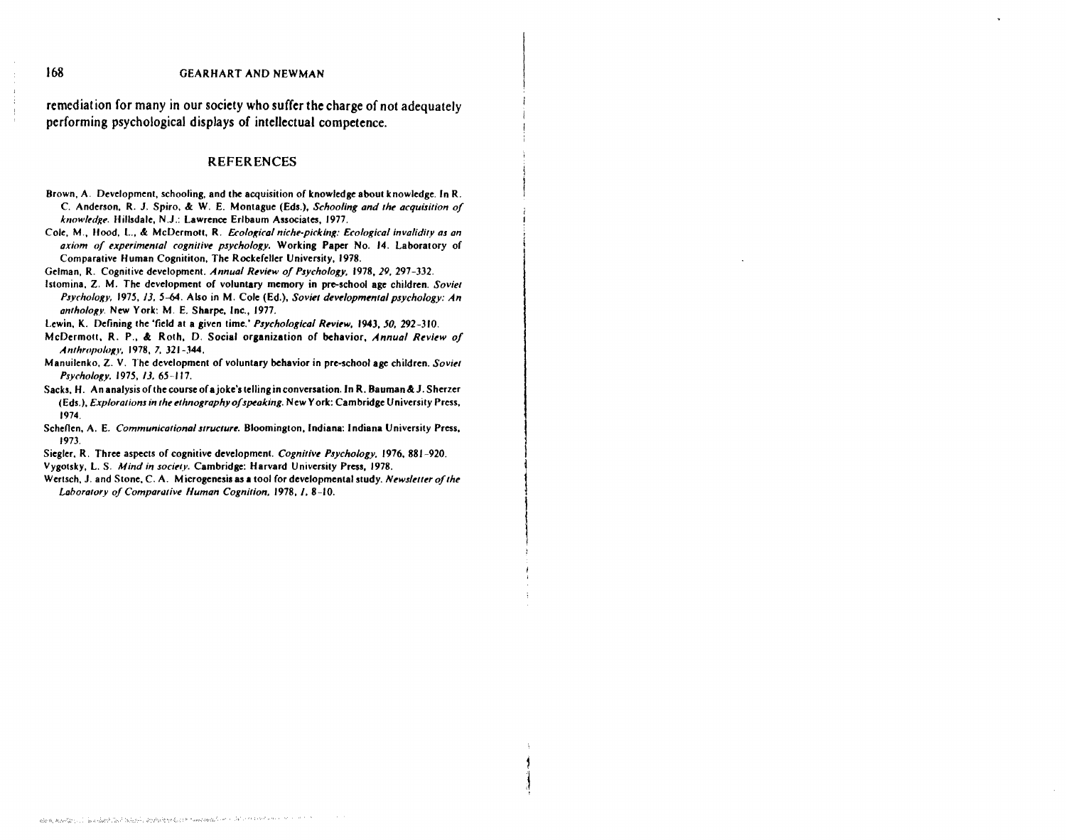remediation for many in our society who suffer the charge of not adequately performing psychological displays of intellectual competence.

## REFERENCES

Brown, A. Development, schooling, and the acquisition of knowledge about knowledge. In R. C. Anderson, R. J. Spiro, & W. E. Montague (Eds.), *Schooling and the acquisition of knowledge*. Hillsdale, N.J.: Lawrence Erlbaum Associates, 1977.

Cole, M., Hood, L., & McDermott, R. *Ecological niche-picking: Ecological invalidity as an axiom of experimental cognitive psychology*. Working Paper No. 14. Laboratory of Comparative Human Cognititon, The Rockefeller University, 1978.

Gelman, R. Cognitive development. *Annual Review of Psychology*, 1978, *29*, 297–332.

Istomina, Z. M. The development of voluntary memory in pre-school age children. *Soviet Psychology*, 1975, *13*, 5–64. Also in M. Cole (Ed.), *Soviet developmental psychology: An anthology*. New York: M. E. Sharpe, Inc., 1977.

Lewin, K. Defining the 'field at a given time.' *Psychological Review*, 1943, *50*, 292–310.

McDermott, R. P., & Roth, D. Social organization of behavior, *Annual Review of Anthropology*, 1978, *7*, 321–344.

Manuilenko, Z. V. The development of voluntary behavior in pre-school age children. *Soviet Psychology*, 1975, *13*, 65–117.

Sacks, H. An analysis of the course of a joke's telling in conversation. In R. Bauman & J. Sherzer (Eds.), *Explorations in the ethnography of speaking*. New York: Cambridge University Press, 1974.

Scheflen, A. E. *Communicational structure*. Bloomington, Indiana: Indiana University Press, 1973.

Siegler, R. Three aspects of cognitive development. *Cognitive Psychology*, 1976, 881–920.

Vygotsky, L. S. *Mind in society*. Cambridge: Harvard University Press, 1978.

Wertsch, J. and Stone, C. A. Microgenesis as a tool for developmental study. *Newsletter of the Laboratory of Comparative Human Cognition*, 1978, *1*, 8–10.